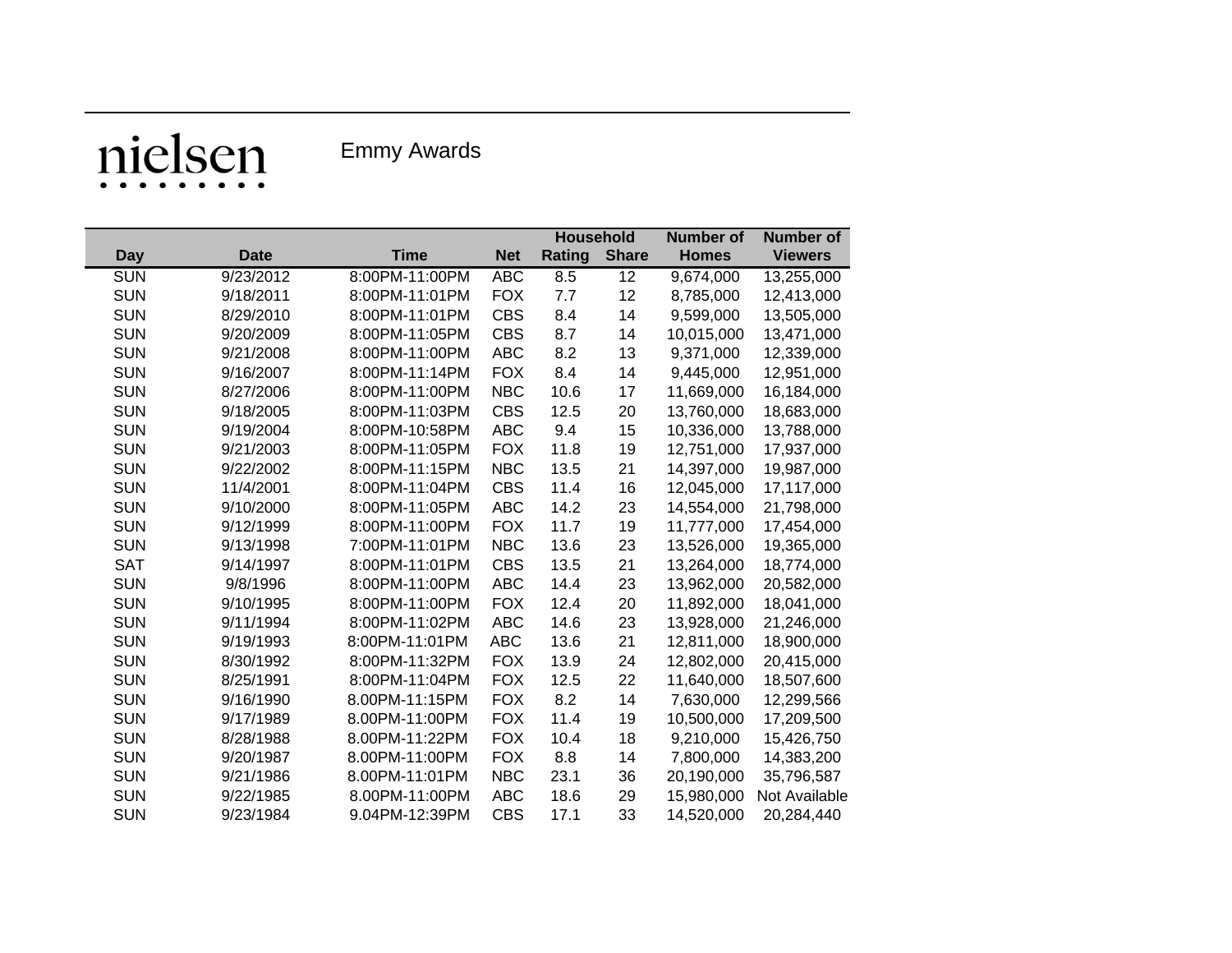nielsen

# Emmy Awards

| Day | Date | Time | Net | Household Rating | Household Share | Number of Homes | Number of Viewers |
|---|---|---|---|---|---|---|---|
| SUN | 9/23/2012 | 8:00PM-11:00PM | ABC | 8.5 | 12 | 9,674,000 | 13,255,000 |
| SUN | 9/18/2011 | 8:00PM-11:01PM | FOX | 7.7 | 12 | 8,785,000 | 12,413,000 |
| SUN | 8/29/2010 | 8:00PM-11:01PM | CBS | 8.4 | 14 | 9,599,000 | 13,505,000 |
| SUN | 9/20/2009 | 8:00PM-11:05PM | CBS | 8.7 | 14 | 10,015,000 | 13,471,000 |
| SUN | 9/21/2008 | 8:00PM-11:00PM | ABC | 8.2 | 13 | 9,371,000 | 12,339,000 |
| SUN | 9/16/2007 | 8:00PM-11:14PM | FOX | 8.4 | 14 | 9,445,000 | 12,951,000 |
| SUN | 8/27/2006 | 8:00PM-11:00PM | NBC | 10.6 | 17 | 11,669,000 | 16,184,000 |
| SUN | 9/18/2005 | 8:00PM-11:03PM | CBS | 12.5 | 20 | 13,760,000 | 18,683,000 |
| SUN | 9/19/2004 | 8:00PM-10:58PM | ABC | 9.4 | 15 | 10,336,000 | 13,788,000 |
| SUN | 9/21/2003 | 8:00PM-11:05PM | FOX | 11.8 | 19 | 12,751,000 | 17,937,000 |
| SUN | 9/22/2002 | 8:00PM-11:15PM | NBC | 13.5 | 21 | 14,397,000 | 19,987,000 |
| SUN | 11/4/2001 | 8:00PM-11:04PM | CBS | 11.4 | 16 | 12,045,000 | 17,117,000 |
| SUN | 9/10/2000 | 8:00PM-11:05PM | ABC | 14.2 | 23 | 14,554,000 | 21,798,000 |
| SUN | 9/12/1999 | 8:00PM-11:00PM | FOX | 11.7 | 19 | 11,777,000 | 17,454,000 |
| SUN | 9/13/1998 | 7:00PM-11:01PM | NBC | 13.6 | 23 | 13,526,000 | 19,365,000 |
| SAT | 9/14/1997 | 8:00PM-11:01PM | CBS | 13.5 | 21 | 13,264,000 | 18,774,000 |
| SUN | 9/8/1996 | 8:00PM-11:00PM | ABC | 14.4 | 23 | 13,962,000 | 20,582,000 |
| SUN | 9/10/1995 | 8:00PM-11:00PM | FOX | 12.4 | 20 | 11,892,000 | 18,041,000 |
| SUN | 9/11/1994 | 8:00PM-11:02PM | ABC | 14.6 | 23 | 13,928,000 | 21,246,000 |
| SUN | 9/19/1993 | 8:00PM-11:01PM | ABC | 13.6 | 21 | 12,811,000 | 18,900,000 |
| SUN | 8/30/1992 | 8:00PM-11:32PM | FOX | 13.9 | 24 | 12,802,000 | 20,415,000 |
| SUN | 8/25/1991 | 8:00PM-11:04PM | FOX | 12.5 | 22 | 11,640,000 | 18,507,600 |
| SUN | 9/16/1990 | 8.00PM-11:15PM | FOX | 8.2 | 14 | 7,630,000 | 12,299,566 |
| SUN | 9/17/1989 | 8.00PM-11:00PM | FOX | 11.4 | 19 | 10,500,000 | 17,209,500 |
| SUN | 8/28/1988 | 8.00PM-11:22PM | FOX | 10.4 | 18 | 9,210,000 | 15,426,750 |
| SUN | 9/20/1987 | 8.00PM-11:00PM | FOX | 8.8 | 14 | 7,800,000 | 14,383,200 |
| SUN | 9/21/1986 | 8.00PM-11:01PM | NBC | 23.1 | 36 | 20,190,000 | 35,796,587 |
| SUN | 9/22/1985 | 8.00PM-11:00PM | ABC | 18.6 | 29 | 15,980,000 | Not Available |
| SUN | 9/23/1984 | 9.04PM-12:39PM | CBS | 17.1 | 33 | 14,520,000 | 20,284,440 |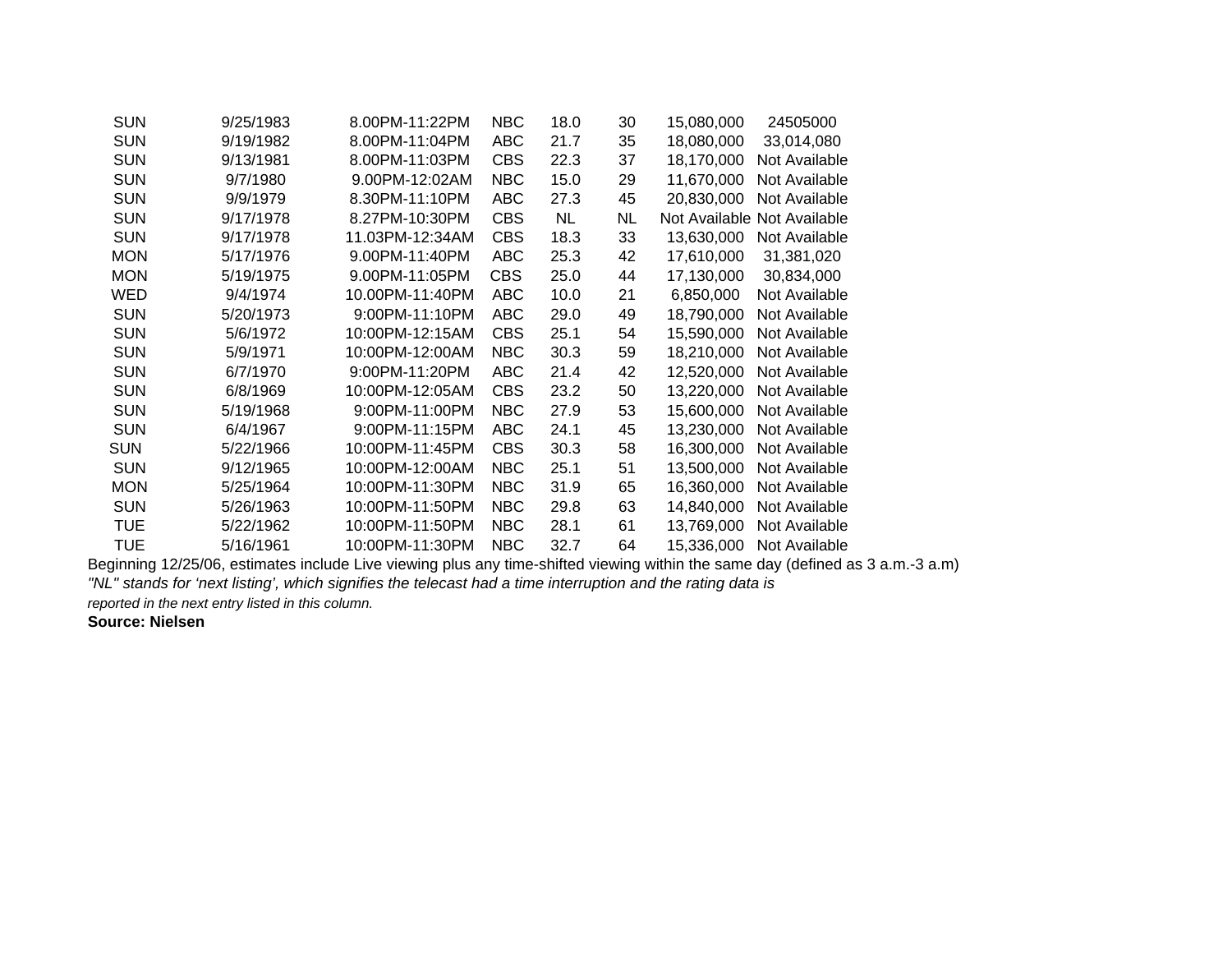| | | | | | | | |
|---|---|---|---|---|---|---|---|
| SUN | 9/25/1983 | 8.00PM-11:22PM | NBC | 18.0 | 30 | 15,080,000 | 24505000 |
| SUN | 9/19/1982 | 8.00PM-11:04PM | ABC | 21.7 | 35 | 18,080,000 | 33,014,080 |
| SUN | 9/13/1981 | 8.00PM-11:03PM | CBS | 22.3 | 37 | 18,170,000 | Not Available |
| SUN | 9/7/1980 | 9.00PM-12:02AM | NBC | 15.0 | 29 | 11,670,000 | Not Available |
| SUN | 9/9/1979 | 8.30PM-11:10PM | ABC | 27.3 | 45 | 20,830,000 | Not Available |
| SUN | 9/17/1978 | 8.27PM-10:30PM | CBS | NL | NL | Not Available | Not Available |
| SUN | 9/17/1978 | 11.03PM-12:34AM | CBS | 18.3 | 33 | 13,630,000 | Not Available |
| MON | 5/17/1976 | 9.00PM-11:40PM | ABC | 25.3 | 42 | 17,610,000 | 31,381,020 |
| MON | 5/19/1975 | 9.00PM-11:05PM | CBS | 25.0 | 44 | 17,130,000 | 30,834,000 |
| WED | 9/4/1974 | 10.00PM-11:40PM | ABC | 10.0 | 21 | 6,850,000 | Not Available |
| SUN | 5/20/1973 | 9:00PM-11:10PM | ABC | 29.0 | 49 | 18,790,000 | Not Available |
| SUN | 5/6/1972 | 10:00PM-12:15AM | CBS | 25.1 | 54 | 15,590,000 | Not Available |
| SUN | 5/9/1971 | 10:00PM-12:00AM | NBC | 30.3 | 59 | 18,210,000 | Not Available |
| SUN | 6/7/1970 | 9:00PM-11:20PM | ABC | 21.4 | 42 | 12,520,000 | Not Available |
| SUN | 6/8/1969 | 10:00PM-12:05AM | CBS | 23.2 | 50 | 13,220,000 | Not Available |
| SUN | 5/19/1968 | 9:00PM-11:00PM | NBC | 27.9 | 53 | 15,600,000 | Not Available |
| SUN | 6/4/1967 | 9:00PM-11:15PM | ABC | 24.1 | 45 | 13,230,000 | Not Available |
| SUN | 5/22/1966 | 10:00PM-11:45PM | CBS | 30.3 | 58 | 16,300,000 | Not Available |
| SUN | 9/12/1965 | 10:00PM-12:00AM | NBC | 25.1 | 51 | 13,500,000 | Not Available |
| MON | 5/25/1964 | 10:00PM-11:30PM | NBC | 31.9 | 65 | 16,360,000 | Not Available |
| SUN | 5/26/1963 | 10:00PM-11:50PM | NBC | 29.8 | 63 | 14,840,000 | Not Available |
| TUE | 5/22/1962 | 10:00PM-11:50PM | NBC | 28.1 | 61 | 13,769,000 | Not Available |
| TUE | 5/16/1961 | 10:00PM-11:30PM | NBC | 32.7 | 64 | 15,336,000 | Not Available |

Beginning 12/25/06, estimates include Live viewing plus any time-shifted viewing within the same day (defined as 3 a.m.-3 a.m)

*"NL" stands for 'next listing', which signifies the telecast had a time interruption and the rating data is reported in the next entry listed in this column.*

**Source: Nielsen**